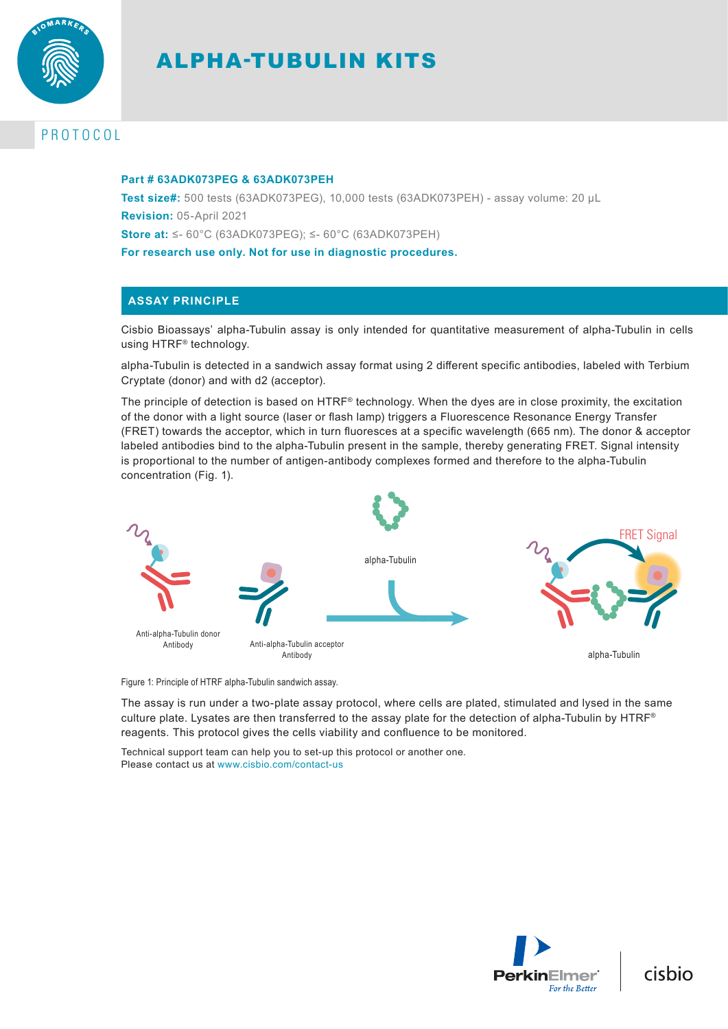# ALPHA-TUBULIN KITS

PROTOCOL

**Part # 63ADK073PEG & 63ADK073PEH**

**Test size#:** 500 tests (63ADK073PEG), 10,000 tests (63ADK073PEH) - assay volume: 20 µL

**Revision:** 05-April 2021

**Store at:** ≤- 60°C (63ADK073PEG); ≤- 60°C (63ADK073PEH)

**For research use only. Not for use in diagnostic procedures.**

## ASSAY PRINCIPLE

Cisbio Bioassays' alpha-Tubulin assay is only intended for quantitative measurement of alpha-Tubulin in cells using HTRF® technology.

alpha-Tubulin is detected in a sandwich assay format using 2 different specific antibodies, labeled with Terbium Cryptate (donor) and with d2 (acceptor).

The principle of detection is based on HTRF® technology. When the dyes are in close proximity, the excitation of the donor with a light source (laser or flash lamp) triggers a Fluorescence Resonance Energy Transfer (FRET) towards the acceptor, which in turn fluoresces at a specific wavelength (665 nm). The donor & acceptor labeled antibodies bind to the alpha-Tubulin present in the sample, thereby generating FRET. Signal intensity is proportional to the number of antigen-antibody complexes formed and therefore to the alpha-Tubulin concentration (Fig. 1).

Figure 1: Principle of HTRF alpha-Tubulin sandwich assay.

The assay is run under a two-plate assay protocol, where cells are plated, stimulated and lysed in the same culture plate. Lysates are then transferred to the assay plate for the detection of alpha-Tubulin by HTRF® reagents. This protocol gives the cells viability and confluence to be monitored.

Technical support team can help you to set-up this protocol or another one.
Please contact us at www.cisbio.com/contact-us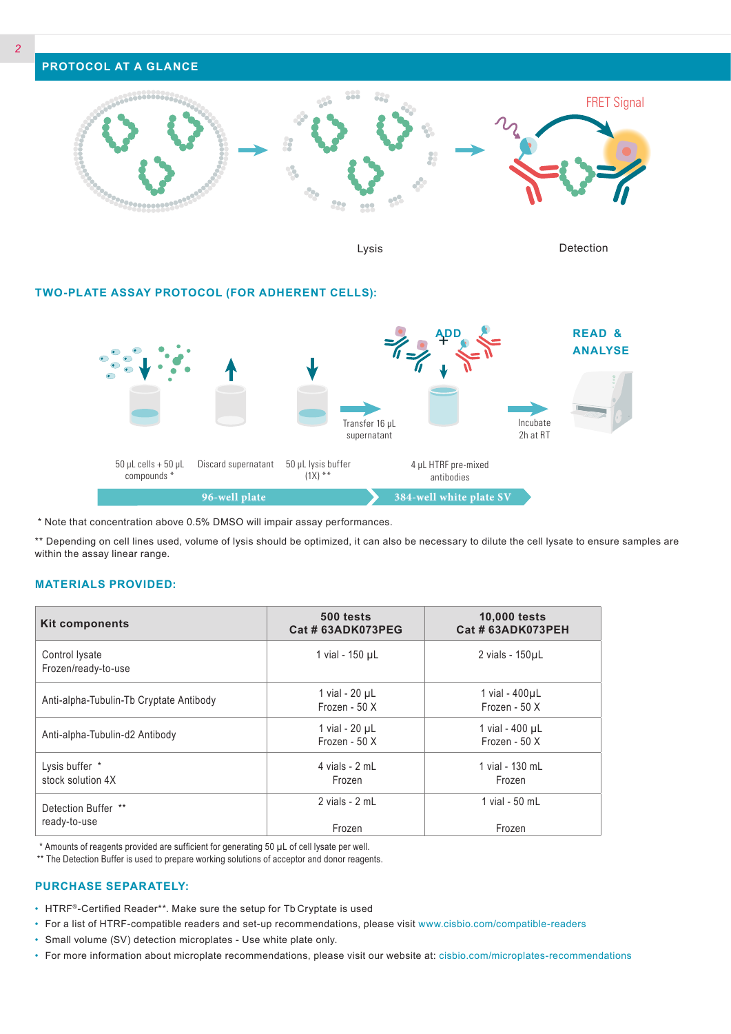## PROTOCOL AT A GLANCE

FRET Signal

Lysis

Detection

### TWO-PLATE ASSAY PROTOCOL (FOR ADHERENT CELLS):

ADD

READ & ANALYSE

Transfer 16 µL supernatant

Incubate 2h at RT

50 µL cells + 50 µL compounds *

Discard supernatant

50 µL lysis buffer (1X) **

4 µL HTRF pre-mixed antibodies

96-well plate

384-well white plate SV

* Note that concentration above 0.5% DMSO will impair assay performances.

** Depending on cell lines used, volume of lysis should be optimized, it can also be necessary to dilute the cell lysate to ensure samples are within the assay linear range.

### MATERIALS PROVIDED:

| Kit components | 500 tests Cat # 63ADK073PEG | 10,000 tests Cat # 63ADK073PEH |
|---|---|---|
| Control lysate Frozen/ready-to-use | 1 vial - 150 µL | 2 vials - 150µL |
| Anti-alpha-Tubulin-Tb Cryptate Antibody | 1 vial - 20 µL Frozen - 50 X | 1 vial - 400µL Frozen - 50 X |
| Anti-alpha-Tubulin-d2 Antibody | 1 vial - 20 µL Frozen - 50 X | 1 vial - 400 µL Frozen - 50 X |
| Lysis buffer * stock solution 4X | 4 vials - 2 mL Frozen | 1 vial - 130 mL Frozen |
| Detection Buffer ** ready-to-use | 2 vials - 2 mL Frozen | 1 vial - 50 mL Frozen |

* Amounts of reagents provided are sufficient for generating 50 µL of cell lysate per well.
** The Detection Buffer is used to prepare working solutions of acceptor and donor reagents.

### PURCHASE SEPARATELY:

- HTRF®-Certified Reader**. Make sure the setup for Tb Cryptate is used
- For a list of HTRF-compatible readers and set-up recommendations, please visit www.cisbio.com/compatible-readers
- Small volume (SV) detection microplates - Use white plate only.
- For more information about microplate recommendations, please visit our website at: cisbio.com/microplates-recommendations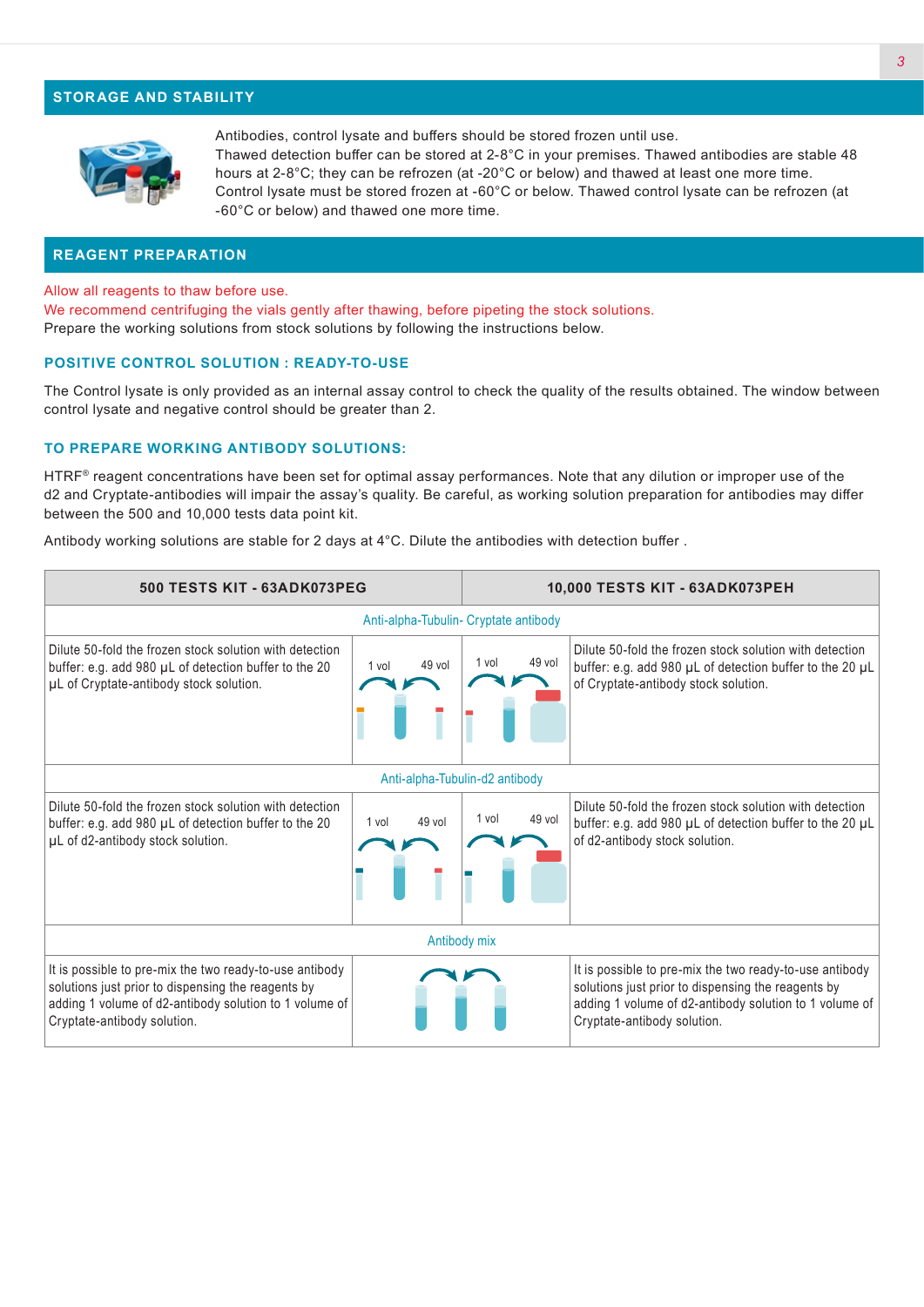## STORAGE AND STABILITY

Antibodies, control lysate and buffers should be stored frozen until use.
Thawed detection buffer can be stored at 2-8°C in your premises. Thawed antibodies are stable 48 hours at 2-8°C; they can be refrozen (at -20°C or below) and thawed at least one more time.
Control lysate must be stored frozen at -60°C or below. Thawed control lysate can be refrozen (at -60°C or below) and thawed one more time.

## REAGENT PREPARATION

Allow all reagents to thaw before use.
We recommend centrifuging the vials gently after thawing, before pipeting the stock solutions.
Prepare the working solutions from stock solutions by following the instructions below.

### POSITIVE CONTROL SOLUTION : READY-TO-USE

The Control lysate is only provided as an internal assay control to check the quality of the results obtained. The window between control lysate and negative control should be greater than 2.

### TO PREPARE WORKING ANTIBODY SOLUTIONS:

HTRF® reagent concentrations have been set for optimal assay performances. Note that any dilution or improper use of the d2 and Cryptate-antibodies will impair the assay's quality. Be careful, as working solution preparation for antibodies may differ between the 500 and 10,000 tests data point kit.

Antibody working solutions are stable for 2 days at 4°C. Dilute the antibodies with detection buffer .

| 500 TESTS KIT - 63ADK073PEG | | | 10,000 TESTS KIT - 63ADK073PEH |
|---|---|---|---|
| Anti-alpha-Tubulin- Cryptate antibody | | | |
| Dilute 50-fold the frozen stock solution with detection buffer: e.g. add 980 µL of detection buffer to the 20 µL of Cryptate-antibody stock solution. | 1 vol 49 vol | 1 vol 49 vol | Dilute 50-fold the frozen stock solution with detection buffer: e.g. add 980 µL of detection buffer to the 20 µL of Cryptate-antibody stock solution. |
| Anti-alpha-Tubulin-d2 antibody | | | |
| Dilute 50-fold the frozen stock solution with detection buffer: e.g. add 980 µL of detection buffer to the 20 µL of d2-antibody stock solution. | 1 vol 49 vol | 1 vol 49 vol | Dilute 50-fold the frozen stock solution with detection buffer: e.g. add 980 µL of detection buffer to the 20 µL of d2-antibody stock solution. |
| Antibody mix | | | |
| It is possible to pre-mix the two ready-to-use antibody solutions just prior to dispensing the reagents by adding 1 volume of d2-antibody solution to 1 volume of Cryptate-antibody solution. | | | It is possible to pre-mix the two ready-to-use antibody solutions just prior to dispensing the reagents by adding 1 volume of d2-antibody solution to 1 volume of Cryptate-antibody solution. |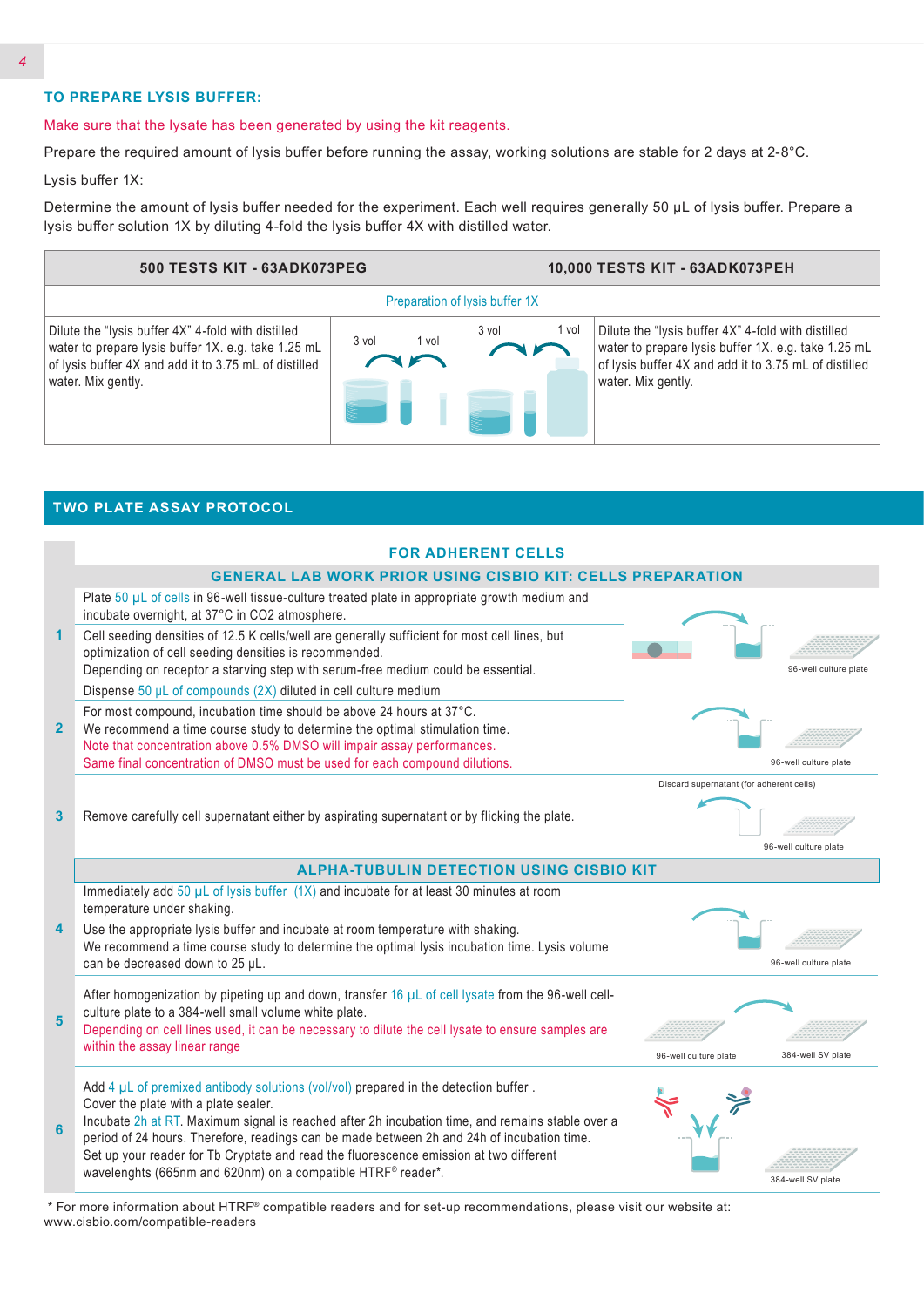## TO PREPARE LYSIS BUFFER:

Make sure that the lysate has been generated by using the kit reagents.

Prepare the required amount of lysis buffer before running the assay, working solutions are stable for 2 days at 2-8°C.

Lysis buffer 1X:

Determine the amount of lysis buffer needed for the experiment. Each well requires generally 50 µL of lysis buffer. Prepare a lysis buffer solution 1X by diluting 4-fold the lysis buffer 4X with distilled water.

| 500 TESTS KIT - 63ADK073PEG | | 10,000 TESTS KIT - 63ADK073PEH | |
|---|---|---|---|
| Preparation of lysis buffer 1X | | | |
| Dilute the "lysis buffer 4X" 4-fold with distilled water to prepare lysis buffer 1X. e.g. take 1.25 mL of lysis buffer 4X and add it to 3.75 mL of distilled water. Mix gently. | 3 vol 1 vol | 3 vol 1 vol | Dilute the "lysis buffer 4X" 4-fold with distilled water to prepare lysis buffer 1X. e.g. take 1.25 mL of lysis buffer 4X and add it to 3.75 mL of distilled water. Mix gently. |

## TWO PLATE ASSAY PROTOCOL

### FOR ADHERENT CELLS

#### GENERAL LAB WORK PRIOR USING CISBIO KIT: CELLS PREPARATION

**1** Plate 50 µL of cells in 96-well tissue-culture treated plate in appropriate growth medium and incubate overnight, at 37°C in $CO_2$ atmosphere.

Cell seeding densities of 12.5 K cells/well are generally sufficient for most cell lines, but optimization of cell seeding densities is recommended.
Depending on receptor a starving step with serum-free medium could be essential.

96-well culture plate

**2** Dispense 50 µL of compounds (2X) diluted in cell culture medium

For most compound, incubation time should be above 24 hours at 37°C.
We recommend a time course study to determine the optimal stimulation time.
Note that concentration above 0.5% DMSO will impair assay performances.
Same final concentration of DMSO must be used for each compound dilutions.

96-well culture plate

**3** Remove carefully cell supernatant either by aspirating supernatant or by flicking the plate.

Discard supernatant (for adherent cells)

96-well culture plate

#### ALPHA-TUBULIN DETECTION USING CISBIO KIT

**4** Immediately add 50 µL of lysis buffer (1X) and incubate for at least 30 minutes at room temperature under shaking.

Use the appropriate lysis buffer and incubate at room temperature with shaking.
We recommend a time course study to determine the optimal lysis incubation time. Lysis volume can be decreased down to 25 µL.

96-well culture plate

**5** After homogenization by pipeting up and down, transfer 16 µL of cell lysate from the 96-well cell-culture plate to a 384-well small volume white plate.
Depending on cell lines used, it can be necessary to dilute the cell lysate to ensure samples are within the assay linear range

96-well culture plate — 384-well SV plate

**6** Add 4 µL of premixed antibody solutions (vol/vol) prepared in the detection buffer .
Cover the plate with a plate sealer.
Incubate 2h at RT. Maximum signal is reached after 2h incubation time, and remains stable over a period of 24 hours. Therefore, readings can be made between 2h and 24h of incubation time.
Set up your reader for Tb Cryptate and read the fluorescence emission at two different wavelenghts (665nm and 620nm) on a compatible HTRF® reader*.

384-well SV plate

\* For more information about HTRF® compatible readers and for set-up recommendations, please visit our website at: www.cisbio.com/compatible-readers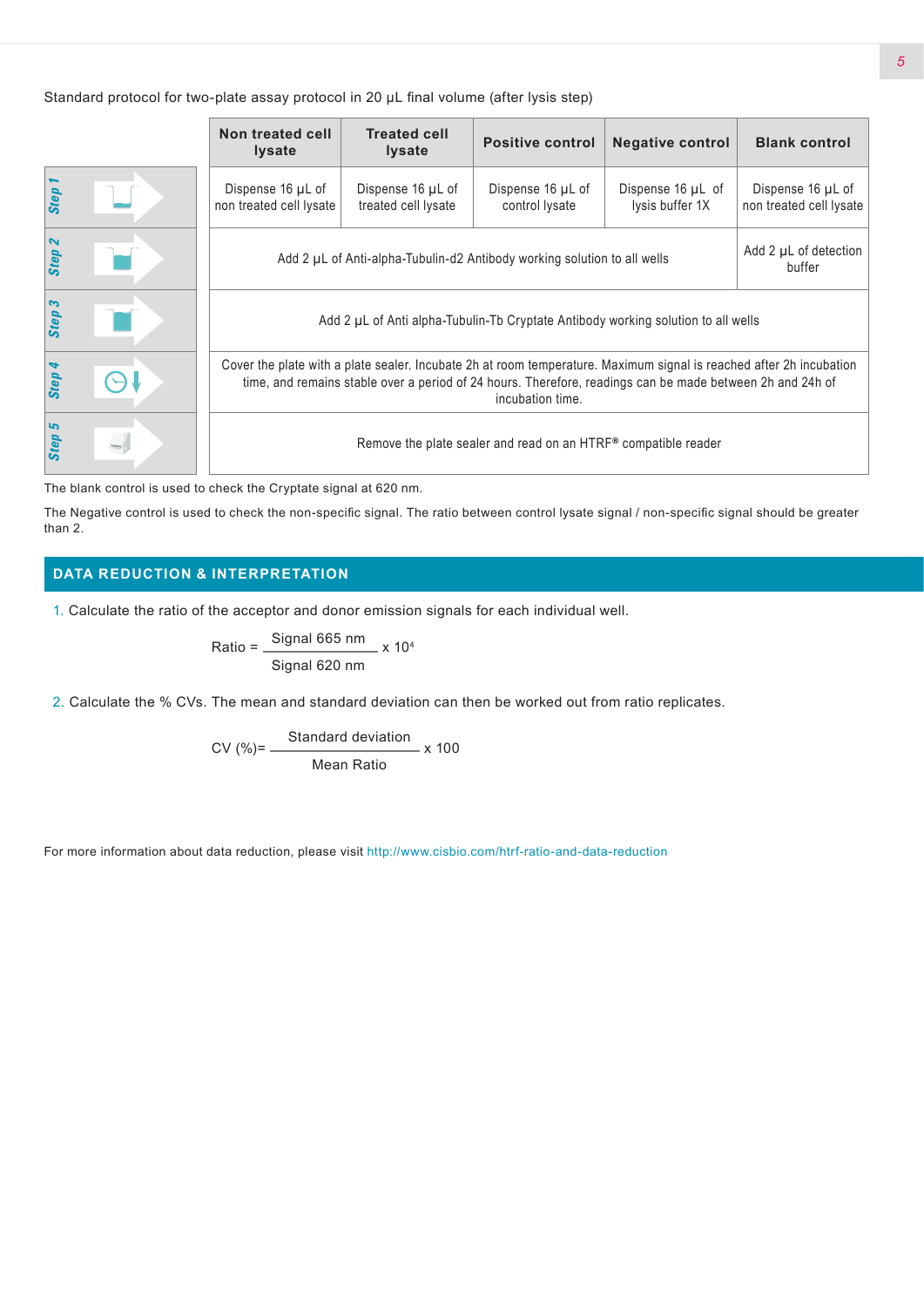Standard protocol for two-plate assay protocol in 20 µL final volume (after lysis step)

| | Non treated cell lysate | Treated cell lysate | Positive control | Negative control | Blank control |
|---|---|---|---|---|---|
| Step 1 | Dispense 16 µL of non treated cell lysate | Dispense 16 µL of treated cell lysate | Dispense 16 µL of control lysate | Dispense 16 µL of lysis buffer 1X | Dispense 16 µL of non treated cell lysate |
| Step 2 | Add 2 µL of Anti-alpha-Tubulin-d2 Antibody working solution to all wells | | | | Add 2 µL of detection buffer |
| Step 3 | Add 2 µL of Anti alpha-Tubulin-Tb Cryptate Antibody working solution to all wells | | | | |
| Step 4 | Cover the plate with a plate sealer. Incubate 2h at room temperature. Maximum signal is reached after 2h incubation time, and remains stable over a period of 24 hours. Therefore, readings can be made between 2h and 24h of incubation time. | | | | |
| Step 5 | Remove the plate sealer and read on an HTRF® compatible reader | | | | |

The blank control is used to check the Cryptate signal at 620 nm.

The Negative control is used to check the non-specific signal. The ratio between control lysate signal / non-specific signal should be greater than 2.

## DATA REDUCTION & INTERPRETATION

1. Calculate the ratio of the acceptor and donor emission signals for each individual well.

$$\text{Ratio} = \frac{\text{Signal 665 nm}}{\text{Signal 620 nm}} \times 10^4$$

2. Calculate the % CVs. The mean and standard deviation can then be worked out from ratio replicates.

$$\text{CV (\%)} = \frac{\text{Standard deviation}}{\text{Mean Ratio}} \times 100$$

For more information about data reduction, please visit http://www.cisbio.com/htrf-ratio-and-data-reduction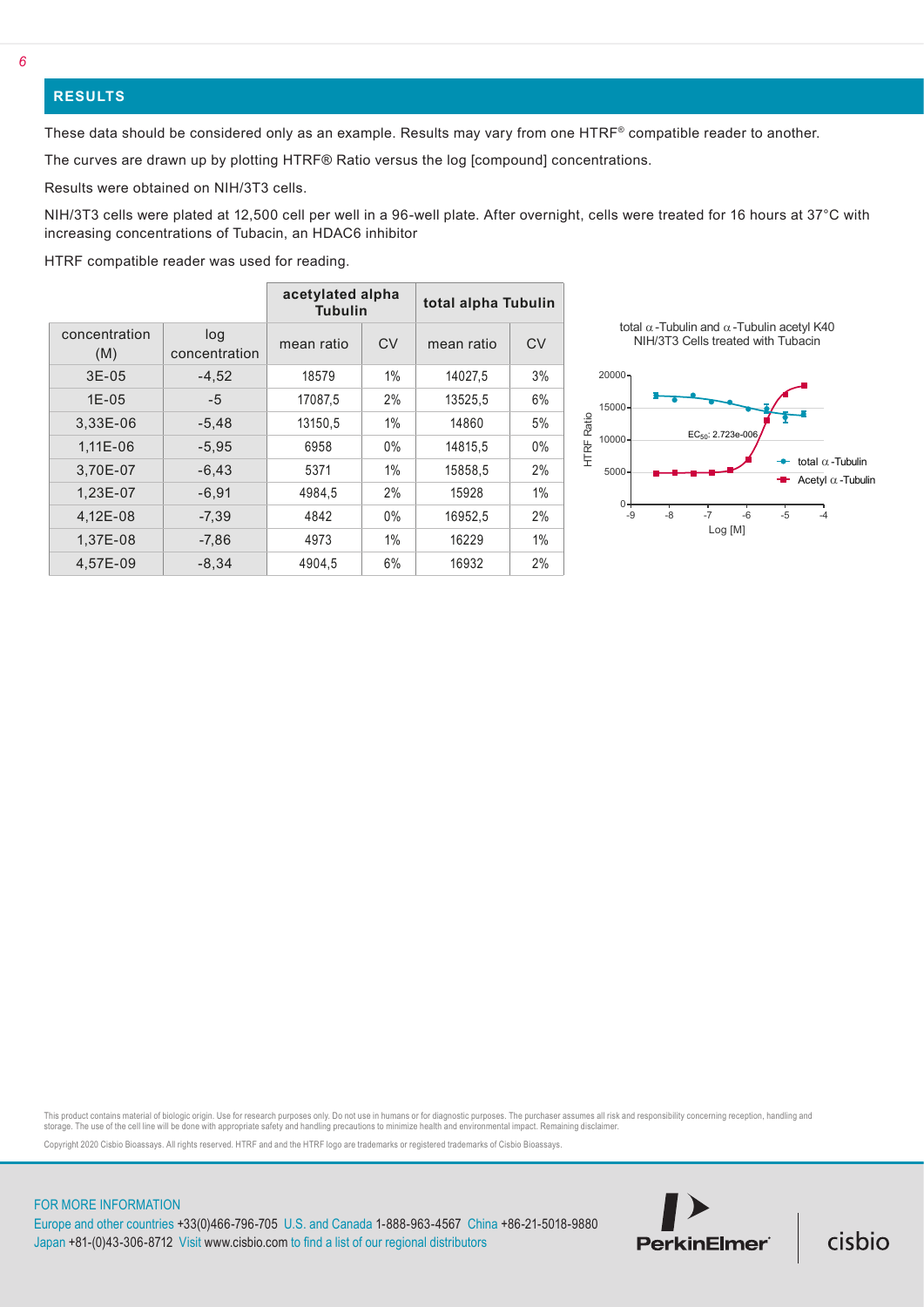## RESULTS

These data should be considered only as an example. Results may vary from one HTRF® compatible reader to another.

The curves are drawn up by plotting HTRF® Ratio versus the log [compound] concentrations.

Results were obtained on NIH/3T3 cells.

NIH/3T3 cells were plated at 12,500 cell per well in a 96-well plate. After overnight, cells were treated for 16 hours at 37°C with increasing concentrations of Tubacin, an HDAC6 inhibitor

HTRF compatible reader was used for reading.

| | | acetylated alpha Tubulin | | total alpha Tubulin | |
|---|---|---|---|---|---|
| concentration (M) | log concentration | mean ratio | CV | mean ratio | CV |
| 3E-05 | -4,52 | 18579 | 1% | 14027,5 | 3% |
| 1E-05 | -5 | 17087,5 | 2% | 13525,5 | 6% |
| 3,33E-06 | -5,48 | 13150,5 | 1% | 14860 | 5% |
| 1,11E-06 | -5,95 | 6958 | 0% | 14815,5 | 0% |
| 3,70E-07 | -6,43 | 5371 | 1% | 15858,5 | 2% |
| 1,23E-07 | -6,91 | 4984,5 | 2% | 15928 | 1% |
| 4,12E-08 | -7,39 | 4842 | 0% | 16952,5 | 2% |
| 1,37E-08 | -7,86 | 4973 | 1% | 16229 | 1% |
| 4,57E-09 | -8,34 | 4904,5 | 6% | 16932 | 2% |

total α-Tubulin and α-Tubulin acetyl K40
NIH/3T3 Cells treated with Tubacin

HTRF Ratio
20000
15000
10000
5000
0

$EC_{50}$: 2.723e-006

-9 -8 -7 -6 -5 -4
Log [M]

total α-Tubulin
Acetyl α-Tubulin

This product contains material of biologic origin. Use for research purposes only. Do not use in humans or for diagnostic purposes. The purchaser assumes all risk and responsibility concerning reception, handling and storage. The use of the cell line will be done with appropriate safety and handling precautions to minimize health and environmental impact. Remaining disclaimer.

Copyright 2020 Cisbio Bioassays. All rights reserved. HTRF and and the HTRF logo are trademarks or registered trademarks of Cisbio Bioassays.

FOR MORE INFORMATION
Europe and other countries +33(0)466-796-705 U.S. and Canada 1-888-963-4567 China +86-21-5018-9880
Japan +81-(0)43-306-8712 Visit www.cisbio.com to find a list of our regional distributors

PerkinElmer | cisbio